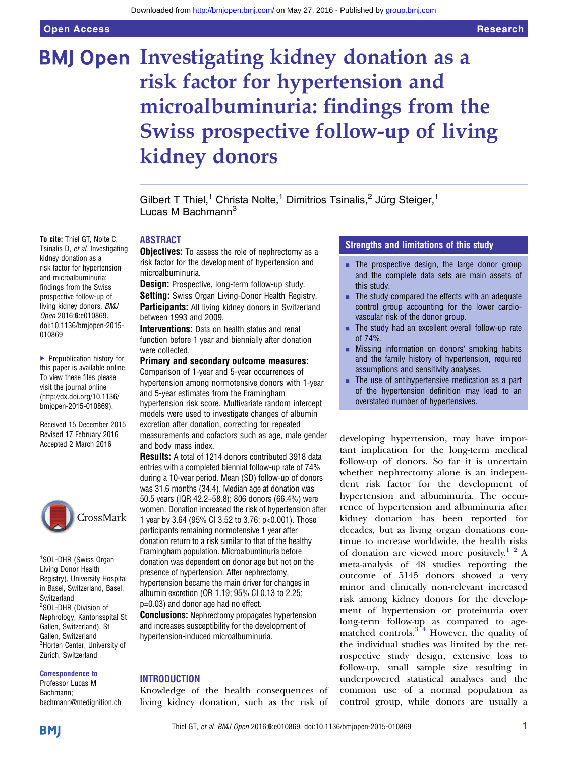# Investigating kidney donation as a risk factor for hypertension and microalbuminuria: findings from the Swiss prospective follow-up of living kidney donors

Gilbert T Thiel,[1] Christa Nolte,[1] Dimitrios Tsinalis,[2] Jürg Steiger,[1] Lucas M Bachmann[3]

**To cite:** Thiel GT, Nolte C, Tsinalis D, *et al*. Investigating kidney donation as a risk factor for hypertension and microalbuminuria: findings from the Swiss prospective follow-up of living kidney donors. *BMJ Open* 2016;**6**:e010869. doi:10.1136/bmjopen-2015-010869

▸ Prepublication history for this paper is available online. To view these files please visit the journal online (http://dx.doi.org/10.1136/bmjopen-2015-010869).

Received 15 December 2015
Revised 17 February 2016
Accepted 2 March 2016

[1]SOL-DHR (Swiss Organ Living Donor Health Registry), University Hospital in Basel, Switzerland, Basel, Switzerland
[2]SOL-DHR (Division of Nephrology, Kantonsspital St Gallen, Switzerland), St Gallen, Switzerland
[3]Horten Center, University of Zürich, Switzerland

**Correspondence to**
Professor Lucas M Bachmann; bachmann@medignition.ch

## ABSTRACT

**Objectives:** To assess the role of nephrectomy as a risk factor for the development of hypertension and microalbuminuria.

**Design:** Prospective, long-term follow-up study.

**Setting:** Swiss Organ Living-Donor Health Registry.

**Participants:** All living kidney donors in Switzerland between 1993 and 2009.

**Interventions:** Data on health status and renal function before 1 year and biennially after donation were collected.

**Primary and secondary outcome measures:** Comparison of 1-year and 5-year occurrences of hypertension among normotensive donors with 1-year and 5-year estimates from the Framingham hypertension risk score. Multivariate random intercept models were used to investigate changes of albumin excretion after donation, correcting for repeated measurements and cofactors such as age, male gender and body mass index.

**Results:** A total of 1214 donors contributed 3918 data entries with a completed biennial follow-up rate of 74% during a 10-year period. Mean (SD) follow-up of donors was 31.6 months (34.4). Median age at donation was 50.5 years (IQR 42.2–58.8); 806 donors (66.4%) were women. Donation increased the risk of hypertension after 1 year by 3.64 (95% CI 3.52 to 3.76; p<0.001). Those participants remaining normotensive 1 year after donation return to a risk similar to that of the healthy Framingham population. Microalbuminuria before donation was dependent on donor age but not on the presence of hypertension. After nephrectomy, hypertension became the main driver for changes in albumin excretion (OR 1.19; 95% CI 0.13 to 2.25; p=0.03) and donor age had no effect.

**Conclusions:** Nephrectomy propagates hypertension and increases susceptibility for the development of hypertension-induced microalbuminuria.

### Strengths and limitations of this study

- The prospective design, the large donor group and the complete data sets are main assets of this study.
- The study compared the effects with an adequate control group accounting for the lower cardiovascular risk of the donor group.
- The study had an excellent overall follow-up rate of 74%.
- Missing information on donors' smoking habits and the family history of hypertension, required assumptions and sensitivity analyses.
- The use of antihypertensive medication as a part of the hypertension definition may lead to an overstated number of hypertensives.

## INTRODUCTION

Knowledge of the health consequences of living kidney donation, such as the risk of developing hypertension, may have important implication for the long-term medical follow-up of donors. So far it is uncertain whether nephrectomy alone is an independent risk factor for the development of hypertension and albuminuria. The occurrence of hypertension and albuminuria after kidney donation has been reported for decades, but as living organ donations continue to increase worldwide, the health risks of donation are viewed more positively.[1,2] A meta-analysis of 48 studies reporting the outcome of 5145 donors showed a very minor and clinically non-relevant increased risk among kidney donors for the development of hypertension or proteinuria over long-term follow-up as compared to age-matched controls.[3,4] However, the quality of the individual studies was limited by the retrospective study design, extensive loss to follow-up, small sample size resulting in underpowered statistical analyses and the common use of a normal population as control group, while donors are usually a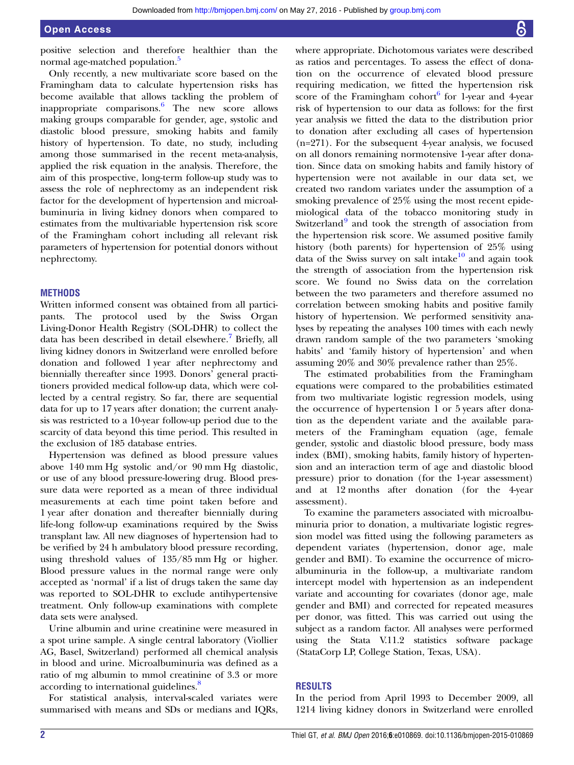positive selection and therefore healthier than the normal age-matched population.[5]

Only recently, a new multivariate score based on the Framingham data to calculate hypertension risks has become available that allows tackling the problem of inappropriate comparisons.[6] The new score allows making groups comparable for gender, age, systolic and diastolic blood pressure, smoking habits and family history of hypertension. To date, no study, including among those summarised in the recent meta-analysis, applied the risk equation in the analysis. Therefore, the aim of this prospective, long-term follow-up study was to assess the role of nephrectomy as an independent risk factor for the development of hypertension and microalbuminuria in living kidney donors when compared to estimates from the multivariable hypertension risk score of the Framingham cohort including all relevant risk parameters of hypertension for potential donors without nephrectomy.

## METHODS

Written informed consent was obtained from all participants. The protocol used by the Swiss Organ Living-Donor Health Registry (SOL-DHR) to collect the data has been described in detail elsewhere.[7] Briefly, all living kidney donors in Switzerland were enrolled before donation and followed 1 year after nephrectomy and biennially thereafter since 1993. Donors' general practitioners provided medical follow-up data, which were collected by a central registry. So far, there are sequential data for up to 17 years after donation; the current analysis was restricted to a 10-year follow-up period due to the scarcity of data beyond this time period. This resulted in the exclusion of 185 database entries.

Hypertension was defined as blood pressure values above 140 mm Hg systolic and/or 90 mm Hg diastolic, or use of any blood pressure-lowering drug. Blood pressure data were reported as a mean of three individual measurements at each time point taken before and 1 year after donation and thereafter biennially during life-long follow-up examinations required by the Swiss transplant law. All new diagnoses of hypertension had to be verified by 24 h ambulatory blood pressure recording, using threshold values of 135/85 mm Hg or higher. Blood pressure values in the normal range were only accepted as 'normal' if a list of drugs taken the same day was reported to SOL-DHR to exclude antihypertensive treatment. Only follow-up examinations with complete data sets were analysed.

Urine albumin and urine creatinine were measured in a spot urine sample. A single central laboratory (Viollier AG, Basel, Switzerland) performed all chemical analysis in blood and urine. Microalbuminuria was defined as a ratio of mg albumin to mmol creatinine of 3.3 or more according to international guidelines.[8]

For statistical analysis, interval-scaled variates were summarised with means and SDs or medians and IQRs, where appropriate. Dichotomous variates were described as ratios and percentages. To assess the effect of donation on the occurrence of elevated blood pressure requiring medication, we fitted the hypertension risk score of the Framingham cohort[6] for 1-year and 4-year risk of hypertension to our data as follows: for the first year analysis we fitted the data to the distribution prior to donation after excluding all cases of hypertension (n=271). For the subsequent 4-year analysis, we focused on all donors remaining normotensive 1-year after donation. Since data on smoking habits and family history of hypertension were not available in our data set, we created two random variates under the assumption of a smoking prevalence of 25% using the most recent epidemiological data of the tobacco monitoring study in Switzerland[9] and took the strength of association from the hypertension risk score. We assumed positive family history (both parents) for hypertension of 25% using data of the Swiss survey on salt intake[10] and again took the strength of association from the hypertension risk score. We found no Swiss data on the correlation between the two parameters and therefore assumed no correlation between smoking habits and positive family history of hypertension. We performed sensitivity analyses by repeating the analyses 100 times with each newly drawn random sample of the two parameters 'smoking habits' and 'family history of hypertension' and when assuming 20% and 30% prevalence rather than 25%.

The estimated probabilities from the Framingham equations were compared to the probabilities estimated from two multivariate logistic regression models, using the occurrence of hypertension 1 or 5 years after donation as the dependent variate and the available parameters of the Framingham equation (age, female gender, systolic and diastolic blood pressure, body mass index (BMI), smoking habits, family history of hypertension and an interaction term of age and diastolic blood pressure) prior to donation (for the 1-year assessment) and at 12 months after donation (for the 4-year assessment).

To examine the parameters associated with microalbuminuria prior to donation, a multivariate logistic regression model was fitted using the following parameters as dependent variates (hypertension, donor age, male gender and BMI). To examine the occurrence of microalbuminuria in the follow-up, a multivariate random intercept model with hypertension as an independent variate and accounting for covariates (donor age, male gender and BMI) and corrected for repeated measures per donor, was fitted. This was carried out using the subject as a random factor. All analyses were performed using the Stata V.11.2 statistics software package (StataCorp LP, College Station, Texas, USA).

## RESULTS

In the period from April 1993 to December 2009, all 1214 living kidney donors in Switzerland were enrolled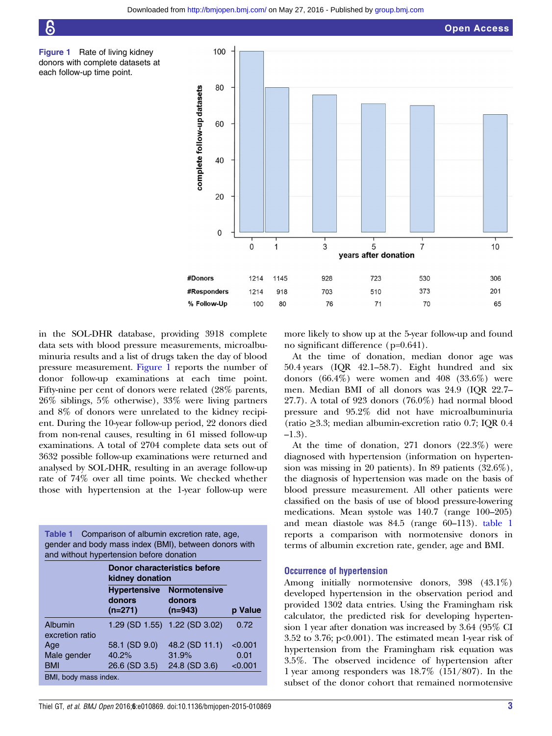**Figure 1** Rate of living kidney donors with complete datasets at each follow-up time point.

| | 0 | 1 | 3 | 5 | 7 | 10 |
|---|---|---|---|---|---|---|
| #Donors | 1214 | 1145 | 928 | 723 | 530 | 306 |
| #Responders | 1214 | 918 | 703 | 510 | 373 | 201 |
| % Follow-Up | 100 | 80 | 76 | 71 | 70 | 65 |

in the SOL-DHR database, providing 3918 complete data sets with blood pressure measurements, microalbuminuria results and a list of drugs taken the day of blood pressure measurement. Figure 1 reports the number of donor follow-up examinations at each time point. Fifty-nine per cent of donors were related (28% parents, 26% siblings, 5% otherwise), 33% were living partners and 8% of donors were unrelated to the kidney recipient. During the 10-year follow-up period, 22 donors died from non-renal causes, resulting in 61 missed follow-up examinations. A total of 2704 complete data sets out of 3632 possible follow-up examinations were returned and analysed by SOL-DHR, resulting in an average follow-up rate of 74% over all time points. We checked whether those with hypertension at the 1-year follow-up were more likely to show up at the 5-year follow-up and found no significant difference (p=0.641).

At the time of donation, median donor age was 50.4 years (IQR 42.1–58.7). Eight hundred and six donors (66.4%) were women and 408 (33.6%) were men. Median BMI of all donors was 24.9 (IQR 22.7–27.7). A total of 923 donors (76.0%) had normal blood pressure and 95.2% did not have microalbuminuria (ratio ≥3.3; median albumin-excretion ratio 0.7; IQR 0.4–1.3).

At the time of donation, 271 donors (22.3%) were diagnosed with hypertension (information on hypertension was missing in 20 patients). In 89 patients (32.6%), the diagnosis of hypertension was made on the basis of blood pressure measurement. All other patients were classified on the basis of use of blood pressure-lowering medications. Mean systole was 140.7 (range 100–205) and mean diastole was 84.5 (range 60–113). table 1 reports a comparison with normotensive donors in terms of albumin excretion rate, gender, age and BMI.

**Table 1** Comparison of albumin excretion rate, age, gender and body mass index (BMI), between donors with and without hypertension before donation

| | Donor characteristics before kidney donation | | |
|---|---|---|---|
| | Hypertensive donors (n=271) | Normotensive donors (n=943) | p Value |
| Albumin excretion ratio | 1.29 (SD 1.55) | 1.22 (SD 3.02) | 0.72 |
| Age | 58.1 (SD 9.0) | 48.2 (SD 11.1) | <0.001 |
| Male gender | 40.2% | 31.9% | 0.01 |
| BMI | 26.6 (SD 3.5) | 24.8 (SD 3.6) | <0.001 |

BMI, body mass index.

## Occurrence of hypertension

Among initially normotensive donors, 398 (43.1%) developed hypertension in the observation period and provided 1302 data entries. Using the Framingham risk calculator, the predicted risk for developing hypertension 1 year after donation was increased by 3.64 (95% CI 3.52 to 3.76; p<0.001). The estimated mean 1-year risk of hypertension from the Framingham risk equation was 3.5%. The observed incidence of hypertension after 1 year among responders was 18.7% (151/807). In the subset of the donor cohort that remained normotensive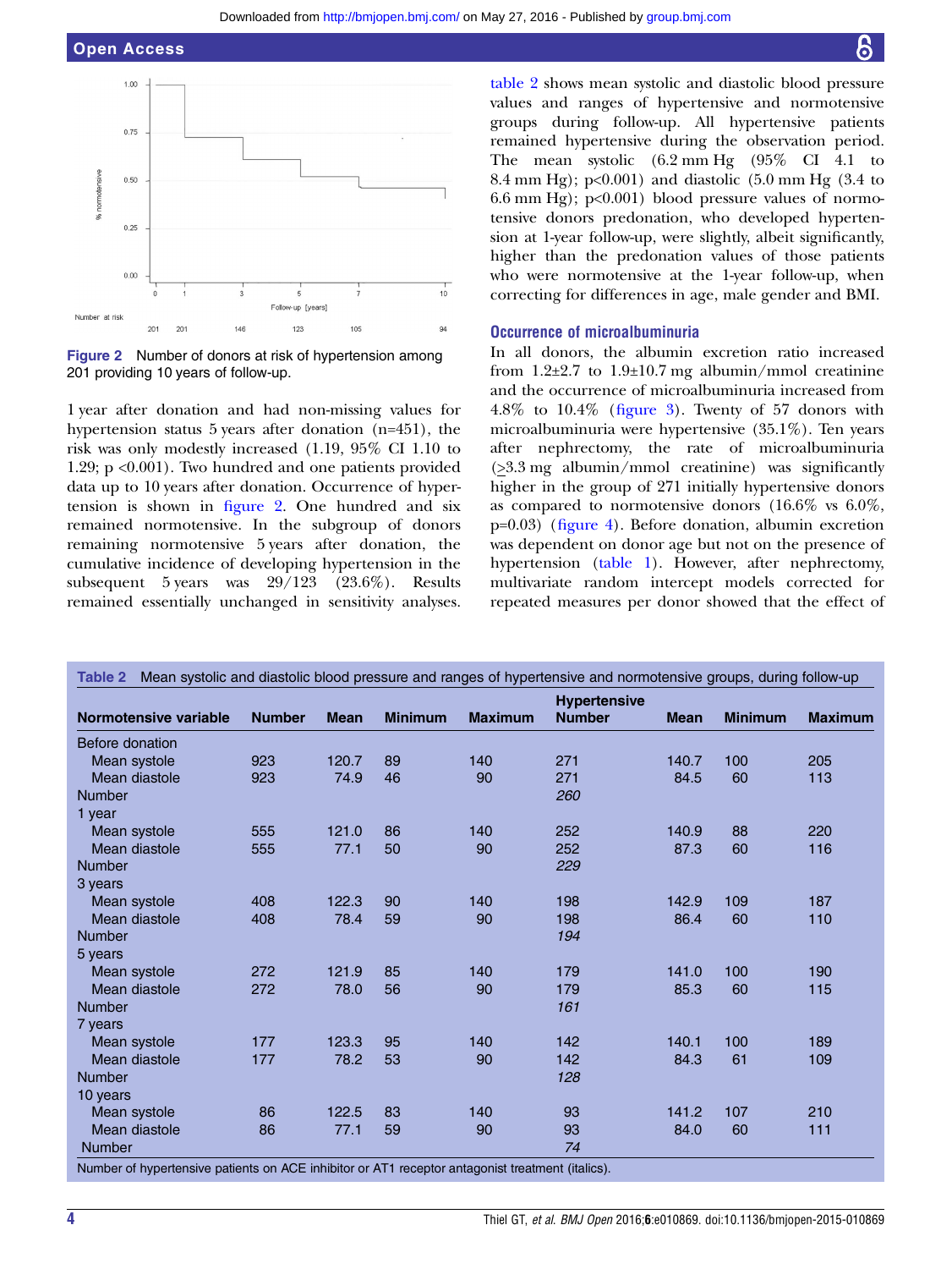Figure 2  Number of donors at risk of hypertension among 201 providing 10 years of follow-up.

1 year after donation and had non-missing values for hypertension status 5 years after donation (n=451), the risk was only modestly increased (1.19, 95% CI 1.10 to 1.29; p <0.001). Two hundred and one patients provided data up to 10 years after donation. Occurrence of hypertension is shown in figure 2. One hundred and six remained normotensive. In the subgroup of donors remaining normotensive 5 years after donation, the cumulative incidence of developing hypertension in the subsequent 5 years was 29/123 (23.6%). Results remained essentially unchanged in sensitivity analyses.

table 2 shows mean systolic and diastolic blood pressure values and ranges of hypertensive and normotensive groups during follow-up. All hypertensive patients remained hypertensive during the observation period. The mean systolic (6.2 mm Hg (95% CI 4.1 to 8.4 mm Hg); p<0.001) and diastolic (5.0 mm Hg (3.4 to 6.6 mm Hg); p<0.001) blood pressure values of normotensive donors predonation, who developed hypertension at 1-year follow-up, were slightly, albeit significantly, higher than the predonation values of those patients who were normotensive at the 1-year follow-up, when correcting for differences in age, male gender and BMI.

## Occurrence of microalbuminuria

In all donors, the albumin excretion ratio increased from 1.2±2.7 to 1.9±10.7 mg albumin/mmol creatinine and the occurrence of microalbuminuria increased from 4.8% to 10.4% (figure 3). Twenty of 57 donors with microalbuminuria were hypertensive (35.1%). Ten years after nephrectomy, the rate of microalbuminuria (≥3.3 mg albumin/mmol creatinine) was significantly higher in the group of 271 initially hypertensive donors as compared to normotensive donors (16.6% vs 6.0%, p=0.03) (figure 4). Before donation, albumin excretion was dependent on donor age but not on the presence of hypertension (table 1). However, after nephrectomy, multivariate random intercept models corrected for repeated measures per donor showed that the effect of

Table 2  Mean systolic and diastolic blood pressure and ranges of hypertensive and normotensive groups, during follow-up

| Normotensive variable | Number | Mean | Minimum | Maximum | Hypertensive Number | Mean | Minimum | Maximum |
|---|---|---|---|---|---|---|---|---|
| Before donation | | | | | | | | |
| Mean systole | 923 | 120.7 | 89 | 140 | 271 | 140.7 | 100 | 205 |
| Mean diastole | 923 | 74.9 | 46 | 90 | 271 | 84.5 | 60 | 113 |
| Number | | | | | *260* | | | |
| 1 year | | | | | | | | |
| Mean systole | 555 | 121.0 | 86 | 140 | 252 | 140.9 | 88 | 220 |
| Mean diastole | 555 | 77.1 | 50 | 90 | 252 | 87.3 | 60 | 116 |
| Number | | | | | *229* | | | |
| 3 years | | | | | | | | |
| Mean systole | 408 | 122.3 | 90 | 140 | 198 | 142.9 | 109 | 187 |
| Mean diastole | 408 | 78.4 | 59 | 90 | 198 | 86.4 | 60 | 110 |
| Number | | | | | *194* | | | |
| 5 years | | | | | | | | |
| Mean systole | 272 | 121.9 | 85 | 140 | 179 | 141.0 | 100 | 190 |
| Mean diastole | 272 | 78.0 | 56 | 90 | 179 | 85.3 | 60 | 115 |
| Number | | | | | *161* | | | |
| 7 years | | | | | | | | |
| Mean systole | 177 | 123.3 | 95 | 140 | 142 | 140.1 | 100 | 189 |
| Mean diastole | 177 | 78.2 | 53 | 90 | 142 | 84.3 | 61 | 109 |
| Number | | | | | *128* | | | |
| 10 years | | | | | | | | |
| Mean systole | 86 | 122.5 | 83 | 140 | 93 | 141.2 | 107 | 210 |
| Mean diastole | 86 | 77.1 | 59 | 90 | 93 | 84.0 | 60 | 111 |
| Number | | | | | *74* | | | |

Number of hypertensive patients on ACE inhibitor or AT1 receptor antagonist treatment (italics).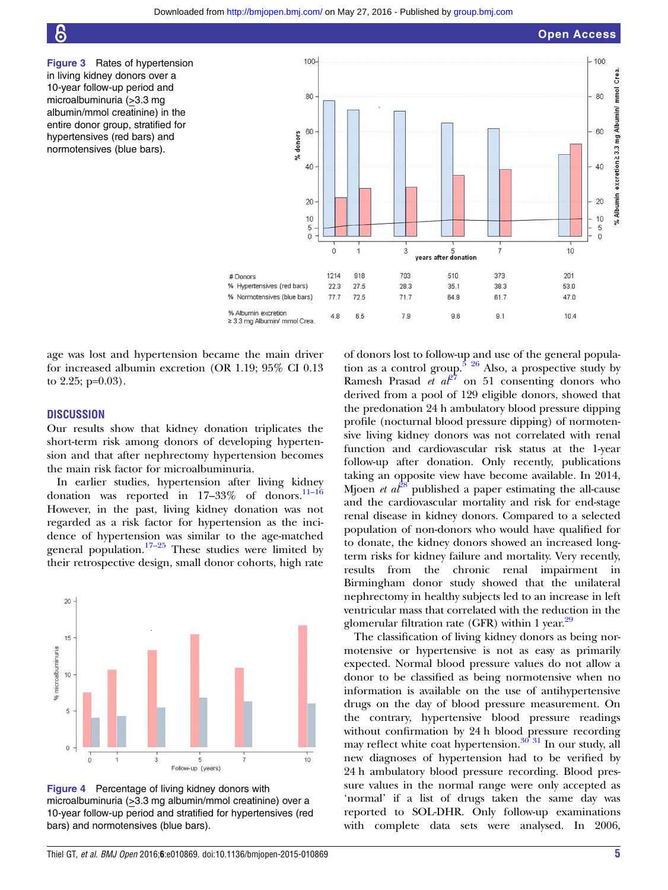**Figure 3** Rates of hypertension in living kidney donors over a 10-year follow-up period and microalbuminuria (≥3.3 mg albumin/mmol creatinine) in the entire donor group, stratified for hypertensives (red bars) and normotensives (blue bars).

| years after donation | 0 | 1 | 3 | 5 | 7 | 10 |
|---|---|---|---|---|---|---|
| # Donors | 1214 | 918 | 703 | 510 | 373 | 201 |
| % Hypertensives (red bars) | 22.3 | 27.5 | 28.3 | 35.1 | 38.3 | 53.0 |
| % Normotensives (blue bars) | 77.7 | 72.5 | 71.7 | 64.9 | 61.7 | 47.0 |
| % Albumin excretion ≥ 3.3 mg Albumin/ mmol Crea. | 4.8 | 6.5 | 7.9 | 9.6 | 9.1 | 10.4 |

age was lost and hypertension became the main driver for increased albumin excretion (OR 1.19; 95% CI 0.13 to 2.25; p=0.03).

## DISCUSSION

Our results show that kidney donation triplicates the short-term risk among donors of developing hypertension and that after nephrectomy hypertension becomes the main risk factor for microalbuminuria.

In earlier studies, hypertension after living kidney donation was reported in 17–33% of donors.[11–16] However, in the past, living kidney donation was not regarded as a risk factor for hypertension as the incidence of hypertension was similar to the age-matched general population.[17–25] These studies were limited by their retrospective design, small donor cohorts, high rate of donors lost to follow-up and use of the general population as a control group.[5 26] Also, a prospective study by Ramesh Prasad *et al*[27] on 51 consenting donors who derived from a pool of 129 eligible donors, showed that the predonation 24 h ambulatory blood pressure dipping profile (nocturnal blood pressure dipping) of normotensive living kidney donors was not correlated with renal function and cardiovascular risk status at the 1-year follow-up after donation. Only recently, publications taking an opposite view have become available. In 2014, Mjoen *et al*[28] published a paper estimating the all-cause and the cardiovascular mortality and risk for end-stage renal disease in kidney donors. Compared to a selected population of non-donors who would have qualified for to donate, the kidney donors showed an increased long-term risks for kidney failure and mortality. Very recently, results from the chronic renal impairment in Birmingham donor study showed that the unilateral nephrectomy in healthy subjects led to an increase in left ventricular mass that correlated with the reduction in the glomerular filtration rate (GFR) within 1 year.[29]

The classification of living kidney donors as being normotensive or hypertensive is not as easy as primarily expected. Normal blood pressure values do not allow a donor to be classified as being normotensive when no information is available on the use of antihypertensive drugs on the day of blood pressure measurement. On the contrary, hypertensive blood pressure readings without confirmation by 24 h blood pressure recording may reflect white coat hypertension.[30 31] In our study, all new diagnoses of hypertension had to be verified by 24 h ambulatory blood pressure recording. Blood pressure values in the normal range were only accepted as 'normal' if a list of drugs taken the same day was reported to SOL-DHR. Only follow-up examinations with complete data sets were analysed. In 2006,

**Figure 4** Percentage of living kidney donors with microalbuminuria (≥3.3 mg albumin/mmol creatinine) over a 10-year follow-up period and stratified for hypertensives (red bars) and normotensives (blue bars).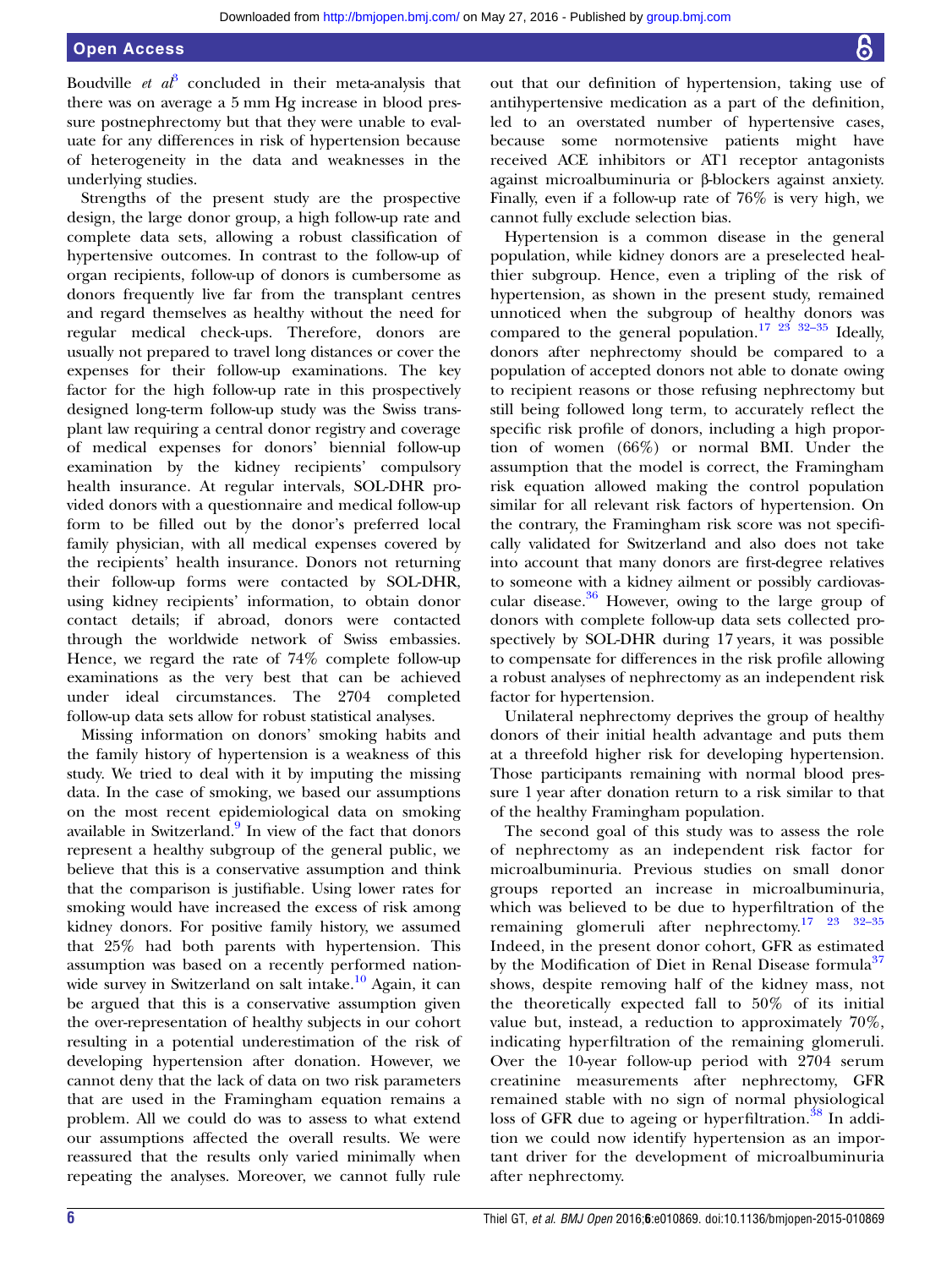Boudville *et al*[3] concluded in their meta-analysis that there was on average a 5 mm Hg increase in blood pressure postnephrectomy but that they were unable to evaluate for any differences in risk of hypertension because of heterogeneity in the data and weaknesses in the underlying studies.

Strengths of the present study are the prospective design, the large donor group, a high follow-up rate and complete data sets, allowing a robust classification of hypertensive outcomes. In contrast to the follow-up of organ recipients, follow-up of donors is cumbersome as donors frequently live far from the transplant centres and regard themselves as healthy without the need for regular medical check-ups. Therefore, donors are usually not prepared to travel long distances or cover the expenses for their follow-up examinations. The key factor for the high follow-up rate in this prospectively designed long-term follow-up study was the Swiss transplant law requiring a central donor registry and coverage of medical expenses for donors' biennial follow-up examination by the kidney recipients' compulsory health insurance. At regular intervals, SOL-DHR provided donors with a questionnaire and medical follow-up form to be filled out by the donor's preferred local family physician, with all medical expenses covered by the recipients' health insurance. Donors not returning their follow-up forms were contacted by SOL-DHR, using kidney recipients' information, to obtain donor contact details; if abroad, donors were contacted through the worldwide network of Swiss embassies. Hence, we regard the rate of 74% complete follow-up examinations as the very best that can be achieved under ideal circumstances. The 2704 completed follow-up data sets allow for robust statistical analyses.

Missing information on donors' smoking habits and the family history of hypertension is a weakness of this study. We tried to deal with it by imputing the missing data. In the case of smoking, we based our assumptions on the most recent epidemiological data on smoking available in Switzerland.[9] In view of the fact that donors represent a healthy subgroup of the general public, we believe that this is a conservative assumption and think that the comparison is justifiable. Using lower rates for smoking would have increased the excess of risk among kidney donors. For positive family history, we assumed that 25% had both parents with hypertension. This assumption was based on a recently performed nationwide survey in Switzerland on salt intake.[10] Again, it can be argued that this is a conservative assumption given the over-representation of healthy subjects in our cohort resulting in a potential underestimation of the risk of developing hypertension after donation. However, we cannot deny that the lack of data on two risk parameters that are used in the Framingham equation remains a problem. All we could do was to assess to what extend our assumptions affected the overall results. We were reassured that the results only varied minimally when repeating the analyses. Moreover, we cannot fully rule out that our definition of hypertension, taking use of antihypertensive medication as a part of the definition, led to an overstated number of hypertensive cases, because some normotensive patients might have received ACE inhibitors or AT1 receptor antagonists against microalbuminuria or β-blockers against anxiety. Finally, even if a follow-up rate of 76% is very high, we cannot fully exclude selection bias.

Hypertension is a common disease in the general population, while kidney donors are a preselected healthier subgroup. Hence, even a tripling of the risk of hypertension, as shown in the present study, remained unnoticed when the subgroup of healthy donors was compared to the general population.[17 23 32–35] Ideally, donors after nephrectomy should be compared to a population of accepted donors not able to donate owing to recipient reasons or those refusing nephrectomy but still being followed long term, to accurately reflect the specific risk profile of donors, including a high proportion of women (66%) or normal BMI. Under the assumption that the model is correct, the Framingham risk equation allowed making the control population similar for all relevant risk factors of hypertension. On the contrary, the Framingham risk score was not specifically validated for Switzerland and also does not take into account that many donors are first-degree relatives to someone with a kidney ailment or possibly cardiovascular disease.[36] However, owing to the large group of donors with complete follow-up data sets collected prospectively by SOL-DHR during 17 years, it was possible to compensate for differences in the risk profile allowing a robust analyses of nephrectomy as an independent risk factor for hypertension.

Unilateral nephrectomy deprives the group of healthy donors of their initial health advantage and puts them at a threefold higher risk for developing hypertension. Those participants remaining with normal blood pressure 1 year after donation return to a risk similar to that of the healthy Framingham population.

The second goal of this study was to assess the role of nephrectomy as an independent risk factor for microalbuminuria. Previous studies on small donor groups reported an increase in microalbuminuria, which was believed to be due to hyperfiltration of the remaining glomeruli after nephrectomy.[17 23 32–35] Indeed, in the present donor cohort, GFR as estimated by the Modification of Diet in Renal Disease formula[37] shows, despite removing half of the kidney mass, not the theoretically expected fall to 50% of its initial value but, instead, a reduction to approximately 70%, indicating hyperfiltration of the remaining glomeruli. Over the 10-year follow-up period with 2704 serum creatinine measurements after nephrectomy, GFR remained stable with no sign of normal physiological loss of GFR due to ageing or hyperfiltration.[38] In addition we could now identify hypertension as an important driver for the development of microalbuminuria after nephrectomy.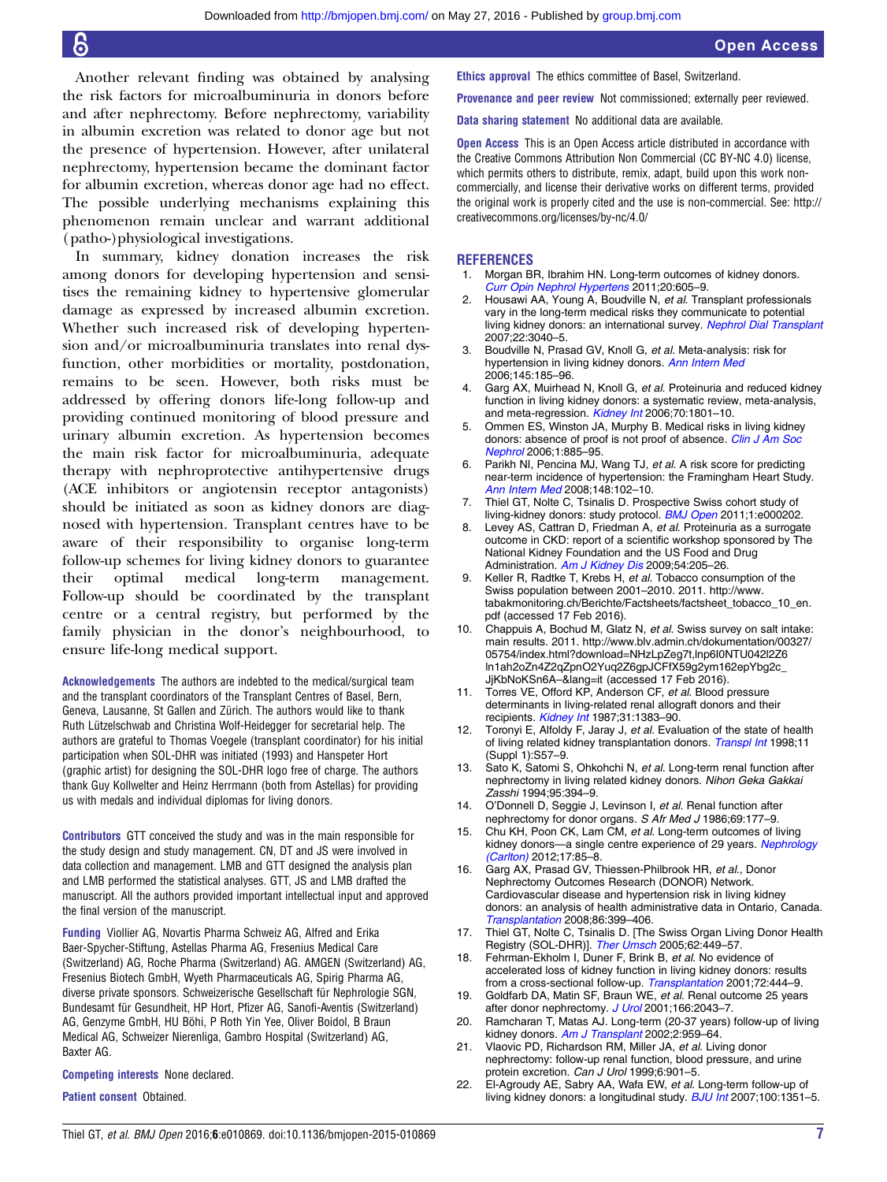Another relevant finding was obtained by analysing the risk factors for microalbuminuria in donors before and after nephrectomy. Before nephrectomy, variability in albumin excretion was related to donor age but not the presence of hypertension. However, after unilateral nephrectomy, hypertension became the dominant factor for albumin excretion, whereas donor age had no effect. The possible underlying mechanisms explaining this phenomenon remain unclear and warrant additional (patho-)physiological investigations.

In summary, kidney donation increases the risk among donors for developing hypertension and sensitises the remaining kidney to hypertensive glomerular damage as expressed by increased albumin excretion. Whether such increased risk of developing hypertension and/or microalbuminuria translates into renal dysfunction, other morbidities or mortality, postdonation, remains to be seen. However, both risks must be addressed by offering donors life-long follow-up and providing continued monitoring of blood pressure and urinary albumin excretion. As hypertension becomes the main risk factor for microalbuminuria, adequate therapy with nephroprotective antihypertensive drugs (ACE inhibitors or angiotensin receptor antagonists) should be initiated as soon as kidney donors are diagnosed with hypertension. Transplant centres have to be aware of their responsibility to organise long-term follow-up schemes for living kidney donors to guarantee their optimal medical long-term management. Follow-up should be coordinated by the transplant centre or a central registry, but performed by the family physician in the donor's neighbourhood, to ensure life-long medical support.

**Acknowledgements** The authors are indebted to the medical/surgical team and the transplant coordinators of the Transplant Centres of Basel, Bern, Geneva, Lausanne, St Gallen and Zürich. The authors would like to thank Ruth Lützelschwab and Christina Wolf-Heidegger for secretarial help. The authors are grateful to Thomas Voegele (transplant coordinator) for his initial participation when SOL-DHR was initiated (1993) and Hanspeter Hort (graphic artist) for designing the SOL-DHR logo free of charge. The authors thank Guy Kollwelter and Heinz Herrmann (both from Astellas) for providing us with medals and individual diplomas for living donors.

**Contributors** GTT conceived the study and was in the main responsible for the study design and study management. CN, DT and JS were involved in data collection and management. LMB and GTT designed the analysis plan and LMB performed the statistical analyses. GTT, JS and LMB drafted the manuscript. All the authors provided important intellectual input and approved the final version of the manuscript.

**Funding** Viollier AG, Novartis Pharma Schweiz AG, Alfred and Erika Baer-Spycher-Stiftung, Astellas Pharma AG, Fresenius Medical Care (Switzerland) AG, Roche Pharma (Switzerland) AG. AMGEN (Switzerland) AG, Fresenius Biotech GmbH, Wyeth Pharmaceuticals AG, Spirig Pharma AG, diverse private sponsors. Schweizerische Gesellschaft für Nephrologie SGN, Bundesamt für Gesundheit, HP Hort, Pfizer AG, Sanofi-Aventis (Switzerland) AG, Genzyme GmbH, HU Böhi, P Roth Yin Yee, Oliver Boidol, B Braun Medical AG, Schweizer Nierenliga, Gambro Hospital (Switzerland) AG, Baxter AG.

**Competing interests** None declared.

**Patient consent** Obtained.

**Ethics approval** The ethics committee of Basel, Switzerland.

**Provenance and peer review** Not commissioned; externally peer reviewed.

**Data sharing statement** No additional data are available.

**Open Access** This is an Open Access article distributed in accordance with the Creative Commons Attribution Non Commercial (CC BY-NC 4.0) license, which permits others to distribute, remix, adapt, build upon this work non-commercially, and license their derivative works on different terms, provided the original work is properly cited and the use is non-commercial. See: http://creativecommons.org/licenses/by-nc/4.0/

## REFERENCES

1. Morgan BR, Ibrahim HN. Long-term outcomes of kidney donors. *Curr Opin Nephrol Hypertens* 2011;20:605–9.
2. Housawi AA, Young A, Boudville N, *et al*. Transplant professionals vary in the long-term medical risks they communicate to potential living kidney donors: an international survey. *Nephrol Dial Transplant* 2007;22:3040–5.
3. Boudville N, Prasad GV, Knoll G, *et al*. Meta-analysis: risk for hypertension in living kidney donors. *Ann Intern Med* 2006;145:185–96.
4. Garg AX, Muirhead N, Knoll G, *et al*. Proteinuria and reduced kidney function in living kidney donors: a systematic review, meta-analysis, and meta-regression. *Kidney Int* 2006;70:1801–10.
5. Ommen ES, Winston JA, Murphy B. Medical risks in living kidney donors: absence of proof is not proof of absence. *Clin J Am Soc Nephrol* 2006;1:885–95.
6. Parikh NI, Pencina MJ, Wang TJ, *et al*. A risk score for predicting near-term incidence of hypertension: the Framingham Heart Study. *Ann Intern Med* 2008;148:102–10.
7. Thiel GT, Nolte C, Tsinalis D. Prospective Swiss cohort study of living-kidney donors: study protocol. *BMJ Open* 2011;1:e000202.
8. Levey AS, Cattran D, Friedman A, *et al*. Proteinuria as a surrogate outcome in CKD: report of a scientific workshop sponsored by The National Kidney Foundation and the US Food and Drug Administration. *Am J Kidney Dis* 2009;54:205–26.
9. Keller R, Radtke T, Krebs H, *et al*. Tobacco consumption of the Swiss population between 2001–2010. 2011. http://www.tabakmonitoring.ch/Berichte/Factsheets/factsheet_tobacco_10_en.pdf (accessed 17 Feb 2016).
10. Chappuis A, Bochud M, Glatz N, *et al*. Swiss survey on salt intake: main results. 2011. http://www.blv.admin.ch/dokumentation/00327/05754/index.html?download=NHzLpZeg7t,lnp6I0NTU042l2Z6ln1ah2oZn4Z2qZpnO2Yuq2Z6gpJCFfX59g2ym162epYbg2c_JjKbNoKSn6A--&lang=it (accessed 17 Feb 2016).
11. Torres VE, Offord KP, Anderson CF, *et al*. Blood pressure determinants in living-related renal allograft donors and their recipients. *Kidney Int* 1987;31:1383–90.
12. Toronyi E, Alfoldy F, Jaray J, *et al*. Evaluation of the state of health of living related kidney transplantation donors. *Transpl Int* 1998;11 (Suppl 1):S57–9.
13. Sato K, Satomi S, Ohkohchi N, *et al*. Long-term renal function after nephrectomy in living related kidney donors. *Nihon Geka Gakkai Zasshi* 1994;95:394–9.
14. O'Donnell D, Seggie J, Levinson I, *et al*. Renal function after nephrectomy for donor organs. *S Afr Med J* 1986;69:177–9.
15. Chu KH, Poon CK, Lam CM, *et al*. Long-term outcomes of living kidney donors—a single centre experience of 29 years. *Nephrology (Carlton)* 2012;17:85–8.
16. Garg AX, Prasad GV, Thiessen-Philbrook HR, *et al*., Donor Nephrectomy Outcomes Research (DONOR) Network. Cardiovascular disease and hypertension risk in living kidney donors: an analysis of health administrative data in Ontario, Canada. *Transplantation* 2008;86:399–406.
17. Thiel GT, Nolte C, Tsinalis D. [The Swiss Organ Living Donor Health Registry (SOL-DHR)]. *Ther Umsch* 2005;62:449–57.
18. Fehrman-Ekholm I, Duner F, Brink B, *et al*. No evidence of accelerated loss of kidney function in living kidney donors: results from a cross-sectional follow-up. *Transplantation* 2001;72:444–9.
19. Goldfarb DA, Matin SF, Braun WE, *et al*. Renal outcome 25 years after donor nephrectomy. *J Urol* 2001;166:2043–7.
20. Ramcharan T, Matas AJ. Long-term (20-37 years) follow-up of living kidney donors. *Am J Transplant* 2002;2:959–64.
21. Vlaovic PD, Richardson RM, Miller JA, *et al*. Living donor nephrectomy: follow-up renal function, blood pressure, and urine protein excretion. *Can J Urol* 1999;6:901–5.
22. El-Agroudy AE, Sabry AA, Wafa EW, *et al*. Long-term follow-up of living kidney donors: a longitudinal study. *BJU Int* 2007;100:1351–5.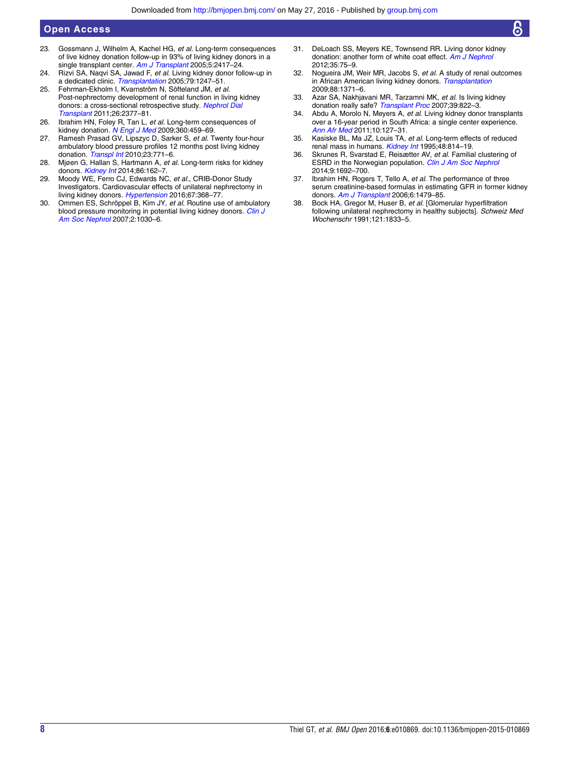23. Gossmann J, Wilhelm A, Kachel HG, *et al*. Long-term consequences of live kidney donation follow-up in 93% of living kidney donors in a single transplant center. *Am J Transplant* 2005;5:2417–24.
24. Rizvi SA, Naqvi SA, Jawad F, *et al*. Living kidney donor follow-up in a dedicated clinic. *Transplantation* 2005;79:1247–51.
25. Fehrman-Ekholm I, Kvarnström N, Söfteland JM, *et al*. Post-nephrectomy development of renal function in living kidney donors: a cross-sectional retrospective study. *Nephrol Dial Transplant* 2011;26:2377–81.
26. Ibrahim HN, Foley R, Tan L, *et al*. Long-term consequences of kidney donation. *N Engl J Med* 2009;360:459–69.
27. Ramesh Prasad GV, Lipszyc D, Sarker S, *et al*. Twenty four-hour ambulatory blood pressure profiles 12 months post living kidney donation. *Transpl Int* 2010;23:771–6.
28. Mjøen G, Hallan S, Hartmann A, *et al*. Long-term risks for kidney donors. *Kidney Int* 2014;86:162–7.
29. Moody WE, Ferro CJ, Edwards NC, *et al*., CRIB-Donor Study Investigators. Cardiovascular effects of unilateral nephrectomy in living kidney donors. *Hypertension* 2016;67:368–77.
30. Ommen ES, Schröppel B, Kim JY, *et al*. Routine use of ambulatory blood pressure monitoring in potential living kidney donors. *Clin J Am Soc Nephrol* 2007;2:1030–6.
31. DeLoach SS, Meyers KE, Townsend RR. Living donor kidney donation: another form of white coat effect. *Am J Nephrol* 2012;35:75–9.
32. Nogueira JM, Weir MR, Jacobs S, *et al*. A study of renal outcomes in African American living kidney donors. *Transplantation* 2009;88:1371–6.
33. Azar SA, Nakhjavani MR, Tarzamni MK, *et al*. Is living kidney donation really safe? *Transplant Proc* 2007;39:822–3.
34. Abdu A, Morolo N, Meyers A, *et al*. Living kidney donor transplants over a 16-year period in South Africa: a single center experience. *Ann Afr Med* 2011;10:127–31.
35. Kasiske BL, Ma JZ, Louis TA, *et al*. Long-term effects of reduced renal mass in humans. *Kidney Int* 1995;48:814–19.
36. Skrunes R, Svarstad E, Reisæter AV, *et al*. Familial clustering of ESRD in the Norwegian population. *Clin J Am Soc Nephrol* 2014;9:1692–700.
37. Ibrahim HN, Rogers T, Tello A, *et al*. The performance of three serum creatinine-based formulas in estimating GFR in former kidney donors. *Am J Transplant* 2006;6:1479–85.
38. Bock HA, Gregor M, Huser B, *et al*. [Glomerular hyperfiltration following unilateral nephrectomy in healthy subjects]. *Schweiz Med Wochenschr* 1991;121:1833–5.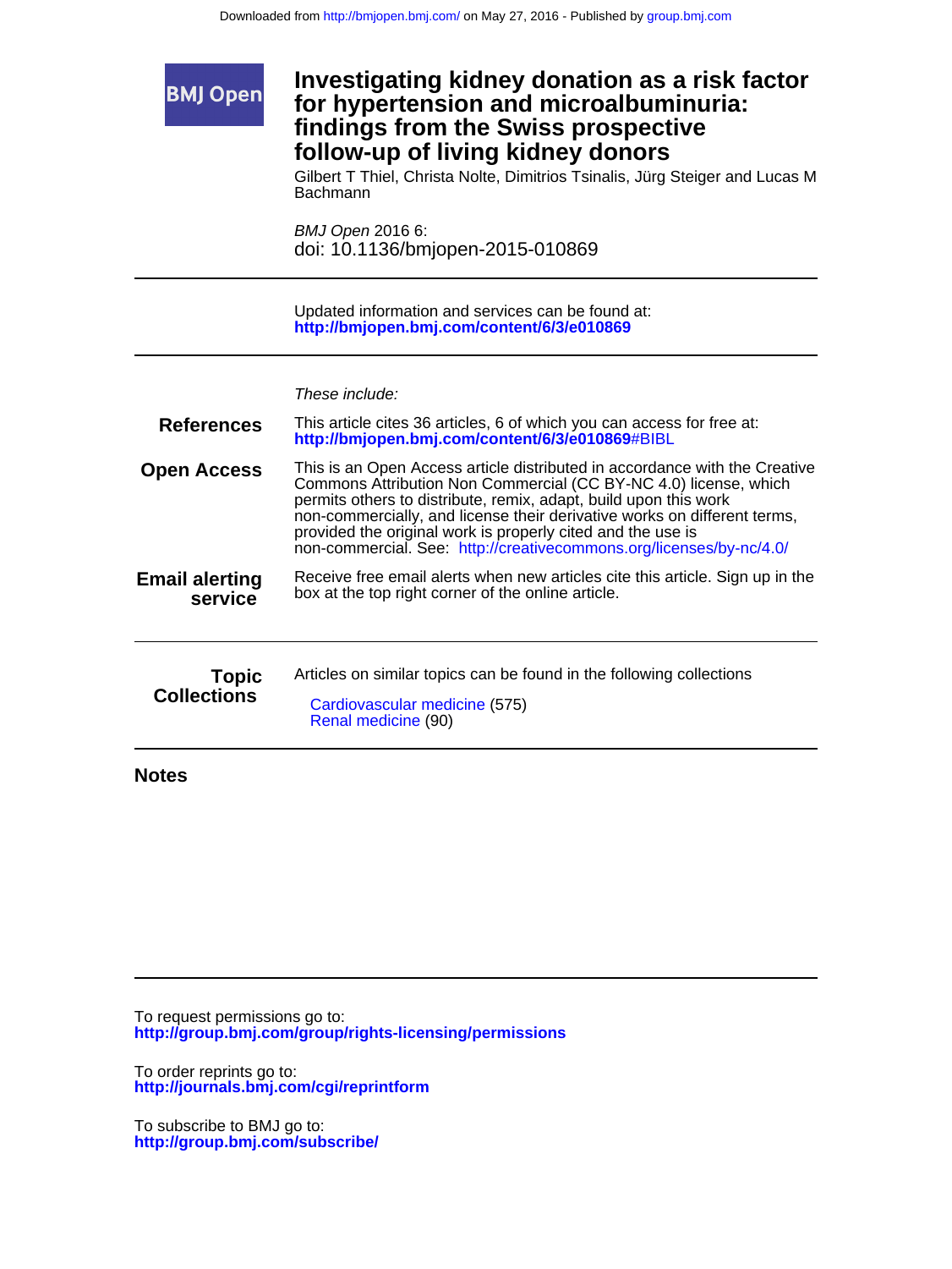Downloaded from http://bmjopen.bmj.com/ on May 27, 2016 - Published by group.bmj.com

BMJ Open

# Investigating kidney donation as a risk factor for hypertension and microalbuminuria: findings from the Swiss prospective follow-up of living kidney donors

Gilbert T Thiel, Christa Nolte, Dimitrios Tsinalis, Jürg Steiger and Lucas M Bachmann

*BMJ Open* 2016 6:
doi: 10.1136/bmjopen-2015-010869

Updated information and services can be found at:
**http://bmjopen.bmj.com/content/6/3/e010869**

*These include:*

**References**

This article cites 36 articles, 6 of which you can access for free at:
**http://bmjopen.bmj.com/content/6/3/e010869**#BIBL

**Open Access**

This is an Open Access article distributed in accordance with the Creative Commons Attribution Non Commercial (CC BY-NC 4.0) license, which permits others to distribute, remix, adapt, build upon this work non-commercially, and license their derivative works on different terms, provided the original work is properly cited and the use is non-commercial. See: http://creativecommons.org/licenses/by-nc/4.0/

**Email alerting service**

Receive free email alerts when new articles cite this article. Sign up in the box at the top right corner of the online article.

**Topic Collections**

Articles on similar topics can be found in the following collections

Cardiovascular medicine (575)
Renal medicine (90)

## Notes

To request permissions go to:
**http://group.bmj.com/group/rights-licensing/permissions**

To order reprints go to:
**http://journals.bmj.com/cgi/reprintform**

To subscribe to BMJ go to:
**http://group.bmj.com/subscribe/**